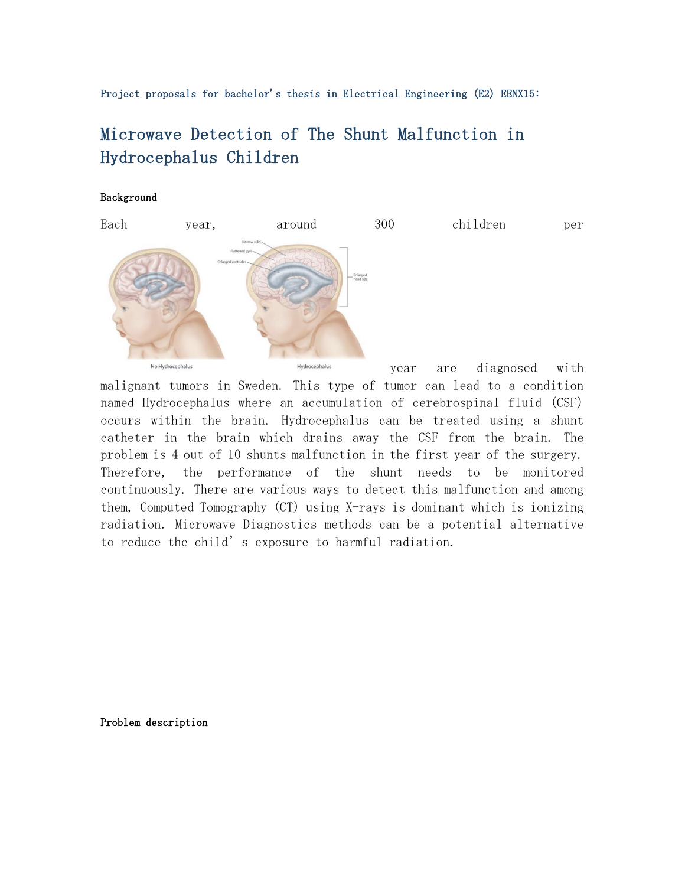Project proposals for bachelor's thesis in Electrical Engineering (E2) EENX15:

# Microwave Detection of The Shunt Malfunction in Hydrocephalus Children

**Background**

Each year, around 300 children per year are diagnosed with malignant tumors in Sweden. This type of tumor can lead to a condition named Hydrocephalus where an accumulation of cerebrospinal fluid (CSF) occurs within the brain. Hydrocephalus can be treated using a shunt catheter in the brain which drains away the CSF from the brain. The problem is 4 out of 10 shunts malfunction in the first year of the surgery. Therefore, the performance of the shunt needs to be monitored continuously. There are various ways to detect this malfunction and among them, Computed Tomography (CT) using X-rays is dominant which is ionizing radiation. Microwave Diagnostics methods can be a potential alternative to reduce the child's exposure to harmful radiation.

**Problem description**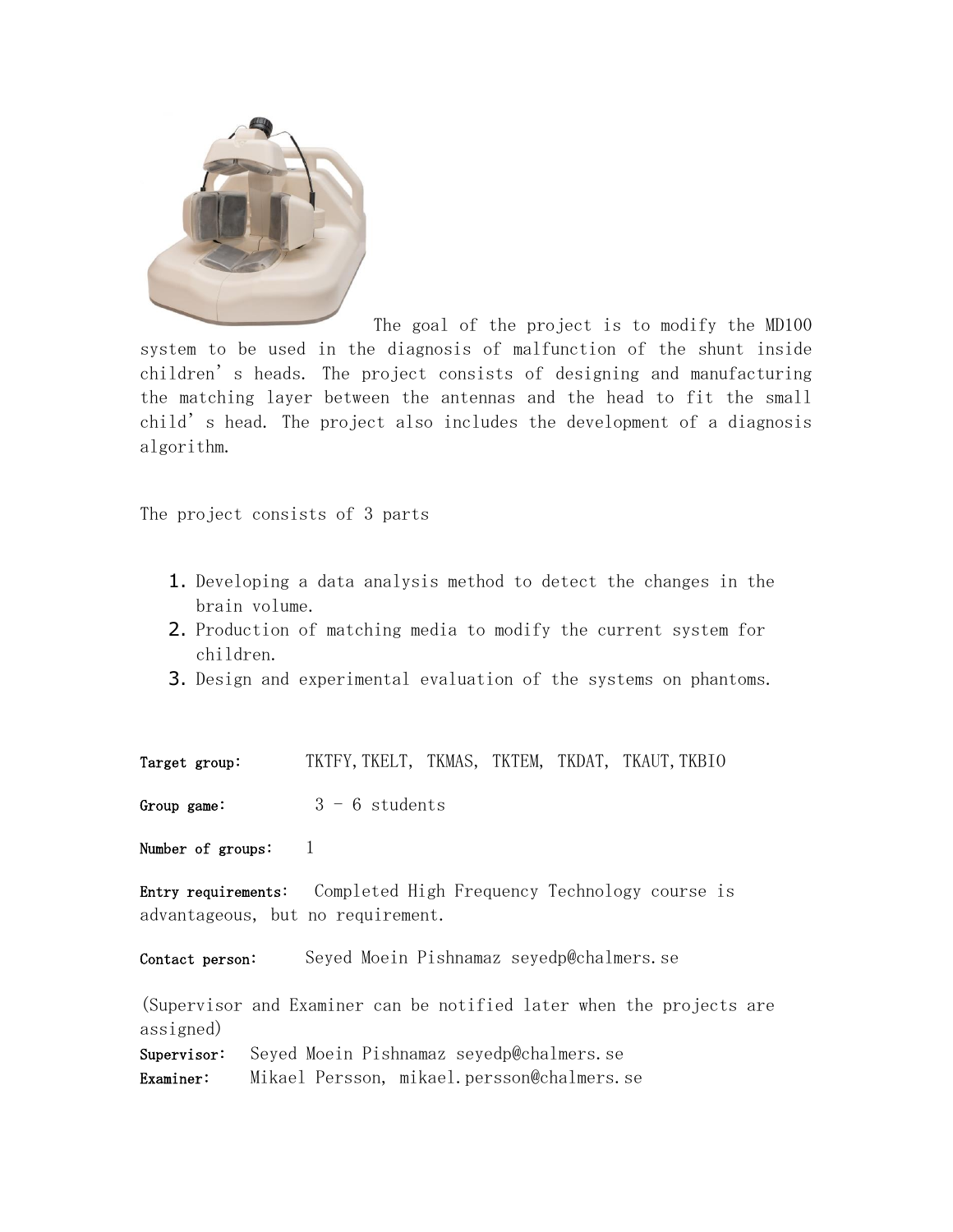The goal of the project is to modify the MD100 system to be used in the diagnosis of malfunction of the shunt inside children's heads. The project consists of designing and manufacturing the matching layer between the antennas and the head to fit the small child's head. The project also includes the development of a diagnosis algorithm.

The project consists of 3 parts

1. Developing a data analysis method to detect the changes in the brain volume.
2. Production of matching media to modify the current system for children.
3. Design and experimental evaluation of the systems on phantoms.

**Target group:** TKTFY,TKELT, TKMAS, TKTEM, TKDAT, TKAUT,TKBIO

**Group game:** 3 - 6 students

**Number of groups:** 1

**Entry requirements:** Completed High Frequency Technology course is advantageous, but no requirement.

**Contact person:** Seyed Moein Pishnamaz seyedp@chalmers.se

(Supervisor and Examiner can be notified later when the projects are assigned)

**Supervisor:** Seyed Moein Pishnamaz seyedp@chalmers.se

**Examiner:** Mikael Persson, mikael.persson@chalmers.se